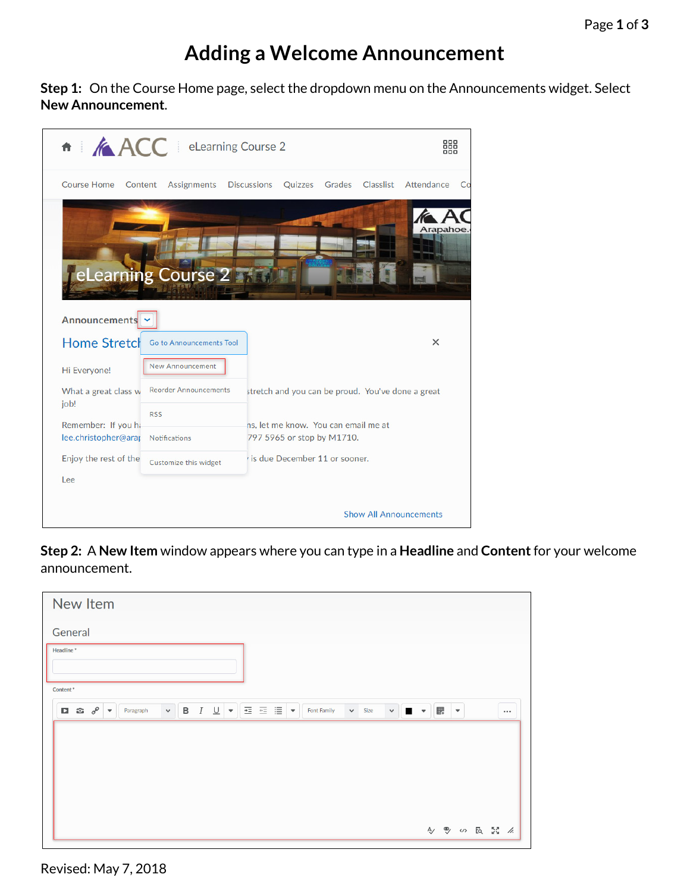# Adding a Welcome Announcement

**Step 1:** On the Course Home page, select the dropdown menu on the Announcements widget. Select **New Announcement**.

**Step 2:** A **New Item** window appears where you can type in a **Headline** and **Content** for your welcome announcement.

Revised: May 7, 2018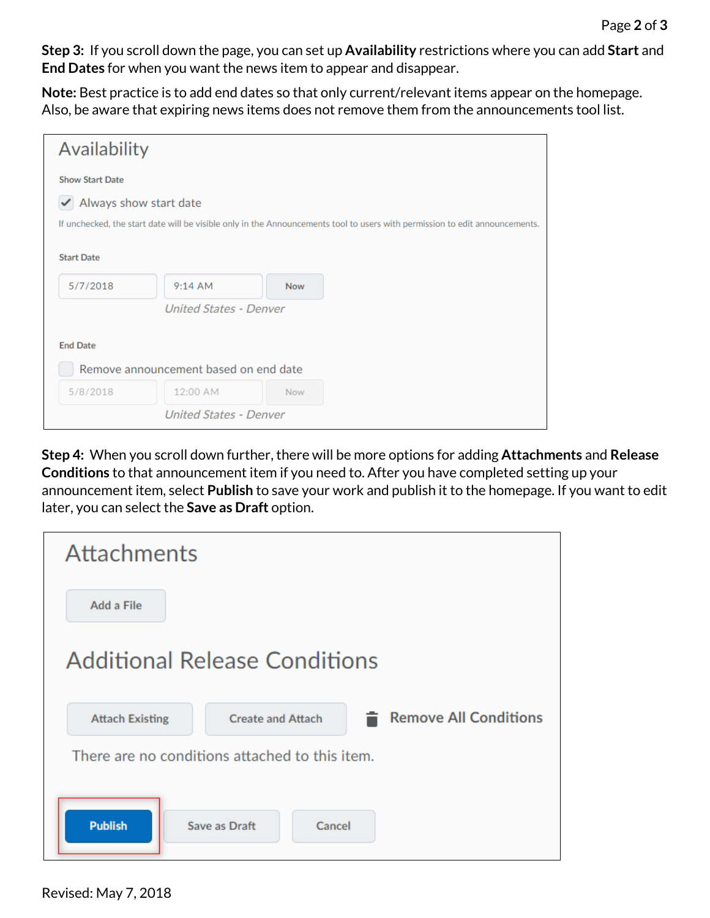**Step 3:** If you scroll down the page, you can set up **Availability** restrictions where you can add **Start** and **End Dates** for when you want the news item to appear and disappear.

**Note:** Best practice is to add end dates so that only current/relevant items appear on the homepage. Also, be aware that expiring news items does not remove them from the announcements tool list.

Availability

Show Start Date

☑ Always show start date

If unchecked, the start date will be visible only in the Announcements tool to users with permission to edit announcements.

Start Date

5/7/2018 | 9:14 AM | Now

*United States - Denver*

End Date

☐ Remove announcement based on end date

5/8/2018 | 12:00 AM | Now

*United States - Denver*

**Step 4:** When you scroll down further, there will be more options for adding **Attachments** and **Release Conditions** to that announcement item if you need to. After you have completed setting up your announcement item, select **Publish** to save your work and publish it to the homepage. If you want to edit later, you can select the **Save as Draft** option.

Attachments

Add a File

Additional Release Conditions

Attach Existing | Create and Attach | Remove All Conditions

There are no conditions attached to this item.

Publish | Save as Draft | Cancel

Revised: May 7, 2018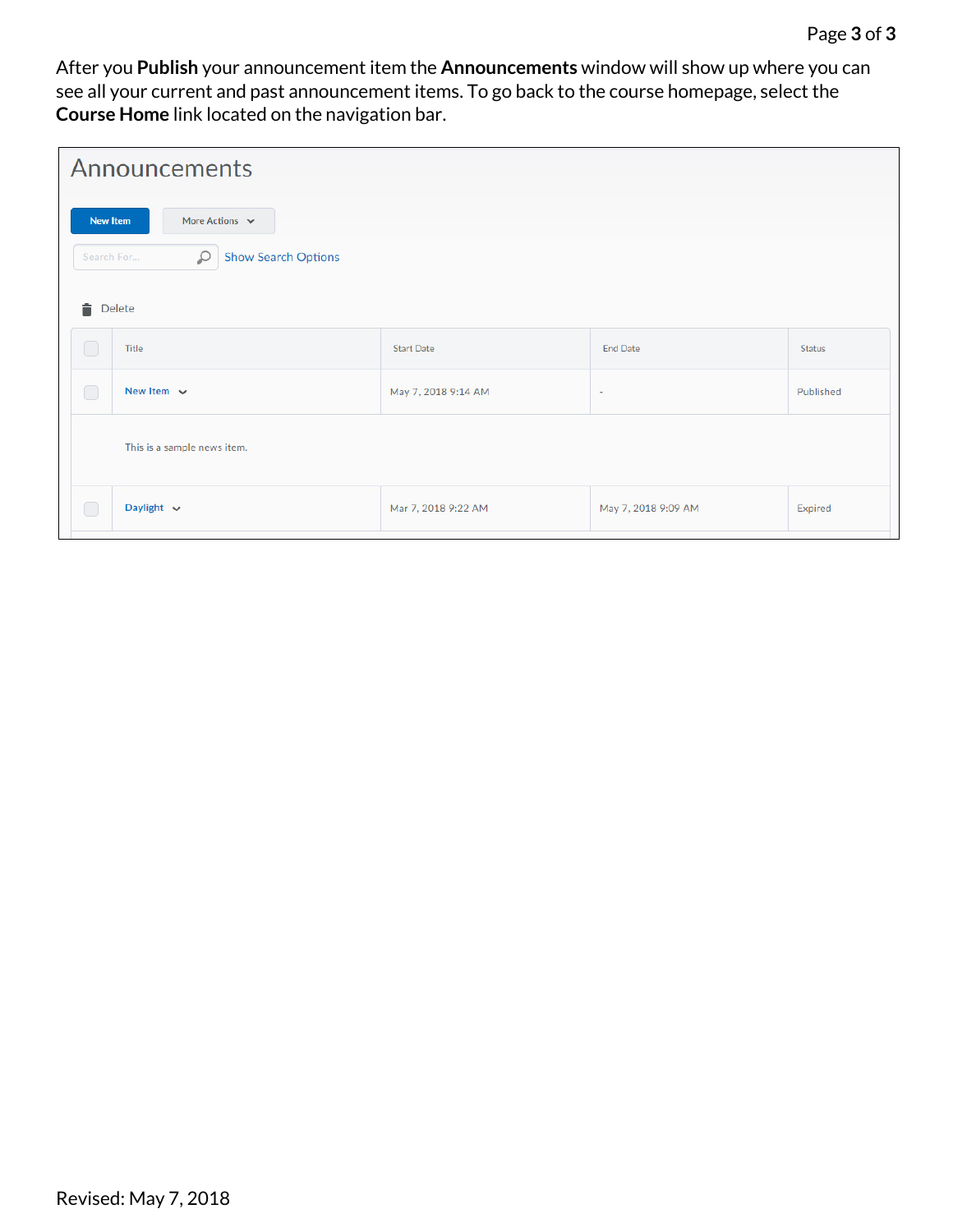After you **Publish** your announcement item the **Announcements** window will show up where you can see all your current and past announcement items. To go back to the course homepage, select the **Course Home** link located on the navigation bar.

Announcements

New Item    More Actions

Search For...    Show Search Options

Delete

| | Title | Start Date | End Date | Status |
|---|---|---|---|---|
| | New Item | May 7, 2018 9:14 AM | - | Published |
| | This is a sample news item. | | | |
| | Daylight | Mar 7, 2018 9:22 AM | May 7, 2018 9:09 AM | Expired |

Revised: May 7, 2018